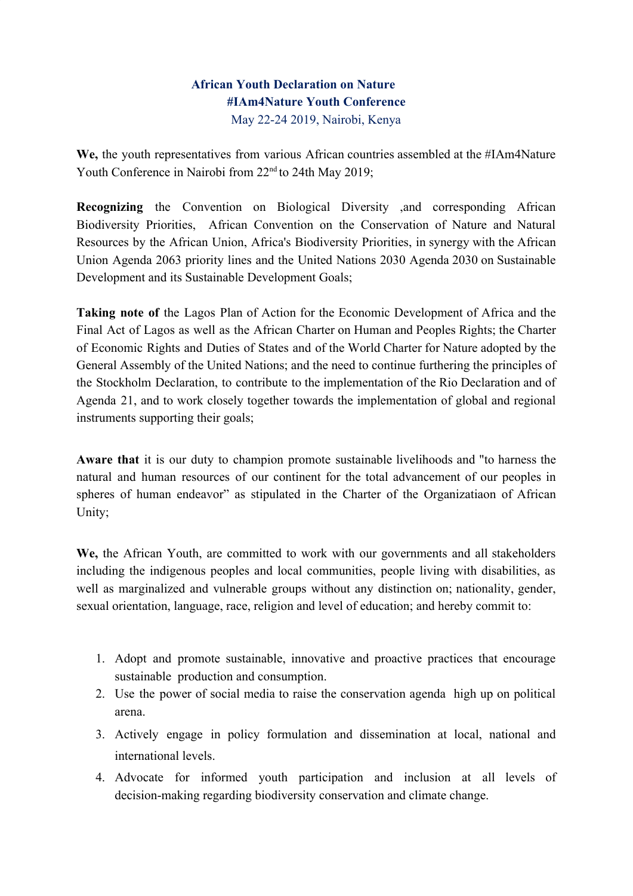# African Youth Declaration on Nature

## #IAm4Nature Youth Conference

May 22-24 2019, Nairobi, Kenya

**We,** the youth representatives from various African countries assembled at the #IAm4Nature Youth Conference in Nairobi from 22nd to 24th May 2019;

**Recognizing** the Convention on Biological Diversity ,and corresponding African Biodiversity Priorities, African Convention on the Conservation of Nature and Natural Resources by the African Union, Africa's Biodiversity Priorities, in synergy with the African Union Agenda 2063 priority lines and the United Nations 2030 Agenda 2030 on Sustainable Development and its Sustainable Development Goals;

**Taking note of** the Lagos Plan of Action for the Economic Development of Africa and the Final Act of Lagos as well as the African Charter on Human and Peoples Rights; the Charter of Economic Rights and Duties of States and of the World Charter for Nature adopted by the General Assembly of the United Nations; and the need to continue furthering the principles of the Stockholm Declaration, to contribute to the implementation of the Rio Declaration and of Agenda 21, and to work closely together towards the implementation of global and regional instruments supporting their goals;

**Aware that** it is our duty to champion promote sustainable livelihoods and "to harness the natural and human resources of our continent for the total advancement of our peoples in spheres of human endeavor" as stipulated in the Charter of the Organizatiaon of African Unity;

**We,** the African Youth, are committed to work with our governments and all stakeholders including the indigenous peoples and local communities, people living with disabilities, as well as marginalized and vulnerable groups without any distinction on; nationality, gender, sexual orientation, language, race, religion and level of education; and hereby commit to:

1. Adopt and promote sustainable, innovative and proactive practices that encourage sustainable production and consumption.
2. Use the power of social media to raise the conservation agenda high up on political arena.
3. Actively engage in policy formulation and dissemination at local, national and international levels.
4. Advocate for informed youth participation and inclusion at all levels of decision-making regarding biodiversity conservation and climate change.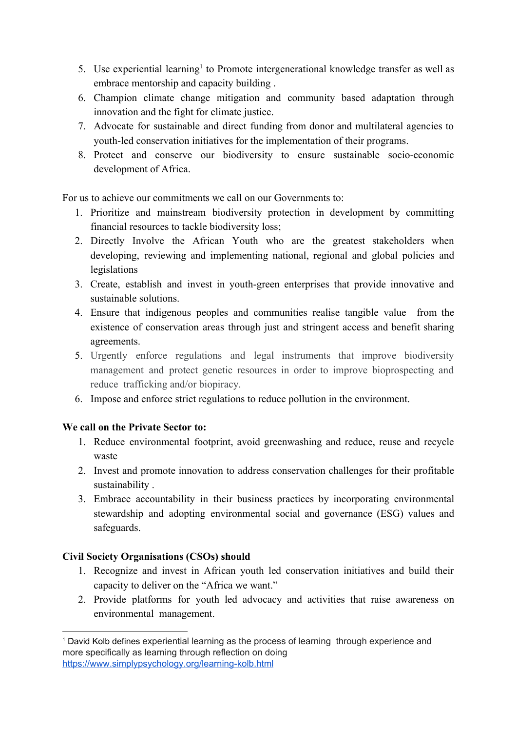5. Use experiential learning[1] to Promote intergenerational knowledge transfer as well as embrace mentorship and capacity building .
6. Champion climate change mitigation and community based adaptation through innovation and the fight for climate justice.
7. Advocate for sustainable and direct funding from donor and multilateral agencies to youth-led conservation initiatives for the implementation of their programs.
8. Protect and conserve our biodiversity to ensure sustainable socio-economic development of Africa.

For us to achieve our commitments we call on our Governments to:

1. Prioritize and mainstream biodiversity protection in development by committing financial resources to tackle biodiversity loss;
2. Directly Involve the African Youth who are the greatest stakeholders when developing, reviewing and implementing national, regional and global policies and legislations
3. Create, establish and invest in youth-green enterprises that provide innovative and sustainable solutions.
4. Ensure that indigenous peoples and communities realise tangible value from the existence of conservation areas through just and stringent access and benefit sharing agreements.
5. Urgently enforce regulations and legal instruments that improve biodiversity management and protect genetic resources in order to improve bioprospecting and reduce trafficking and/or biopiracy.
6. Impose and enforce strict regulations to reduce pollution in the environment.

**We call on the Private Sector to:**

1. Reduce environmental footprint, avoid greenwashing and reduce, reuse and recycle waste
2. Invest and promote innovation to address conservation challenges for their profitable sustainability .
3. Embrace accountability in their business practices by incorporating environmental stewardship and adopting environmental social and governance (ESG) values and safeguards.

**Civil Society Organisations (CSOs) should**

1. Recognize and invest in African youth led conservation initiatives and build their capacity to deliver on the "Africa we want."
2. Provide platforms for youth led advocacy and activities that raise awareness on environmental management.

---

[1] David Kolb defines experiential learning as the process of learning through experience and more specifically as learning through reflection on doing https://www.simplypsychology.org/learning-kolb.html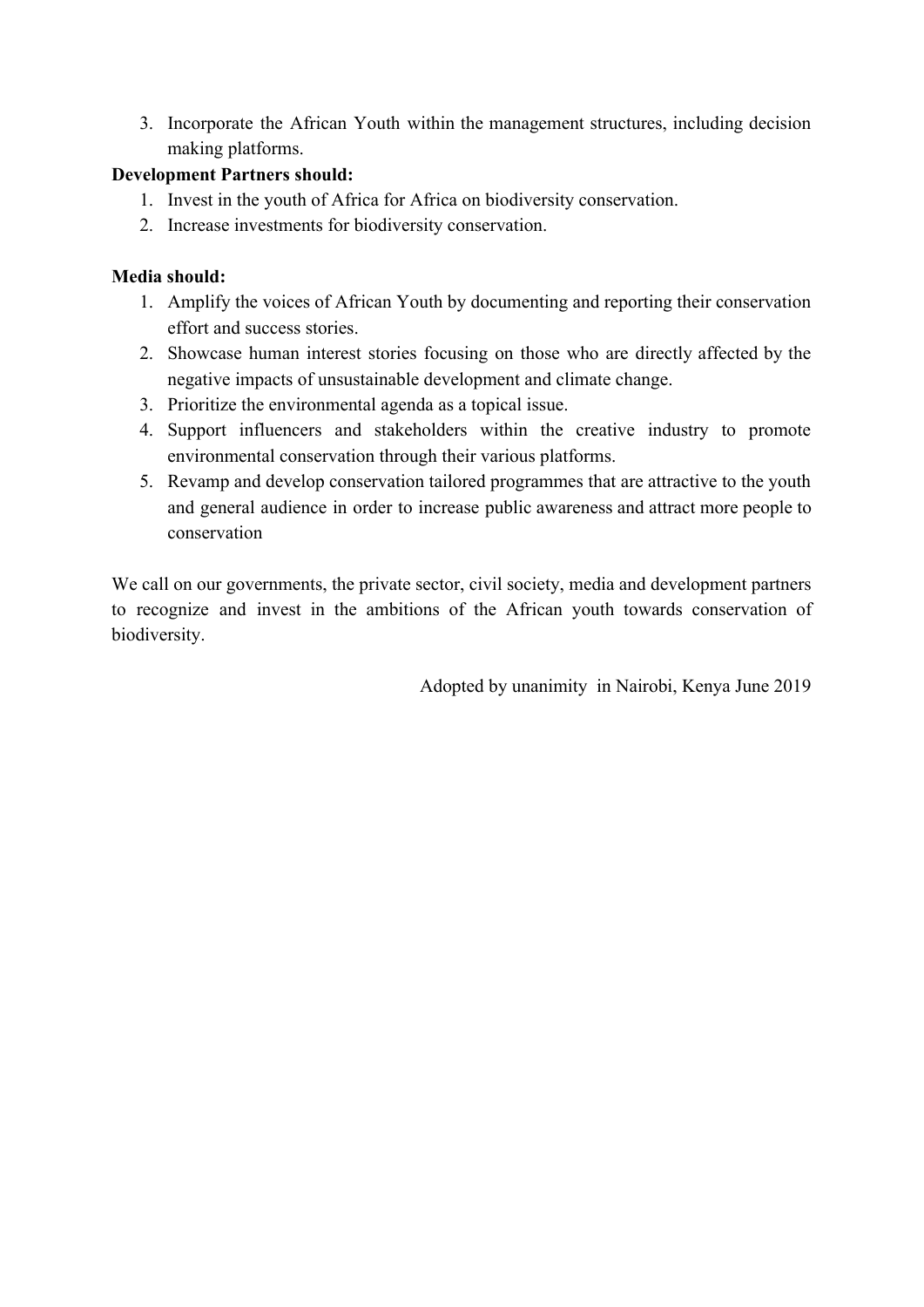3. Incorporate the African Youth within the management structures, including decision making platforms.

**Development Partners should:**

1. Invest in the youth of Africa for Africa on biodiversity conservation.
2. Increase investments for biodiversity conservation.

**Media should:**

1. Amplify the voices of African Youth by documenting and reporting their conservation effort and success stories.
2. Showcase human interest stories focusing on those who are directly affected by the negative impacts of unsustainable development and climate change.
3. Prioritize the environmental agenda as a topical issue.
4. Support influencers and stakeholders within the creative industry to promote environmental conservation through their various platforms.
5. Revamp and develop conservation tailored programmes that are attractive to the youth and general audience in order to increase public awareness and attract more people to conservation

We call on our governments, the private sector, civil society, media and development partners to recognize and invest in the ambitions of the African youth towards conservation of biodiversity.

Adopted by unanimity in Nairobi, Kenya June 2019